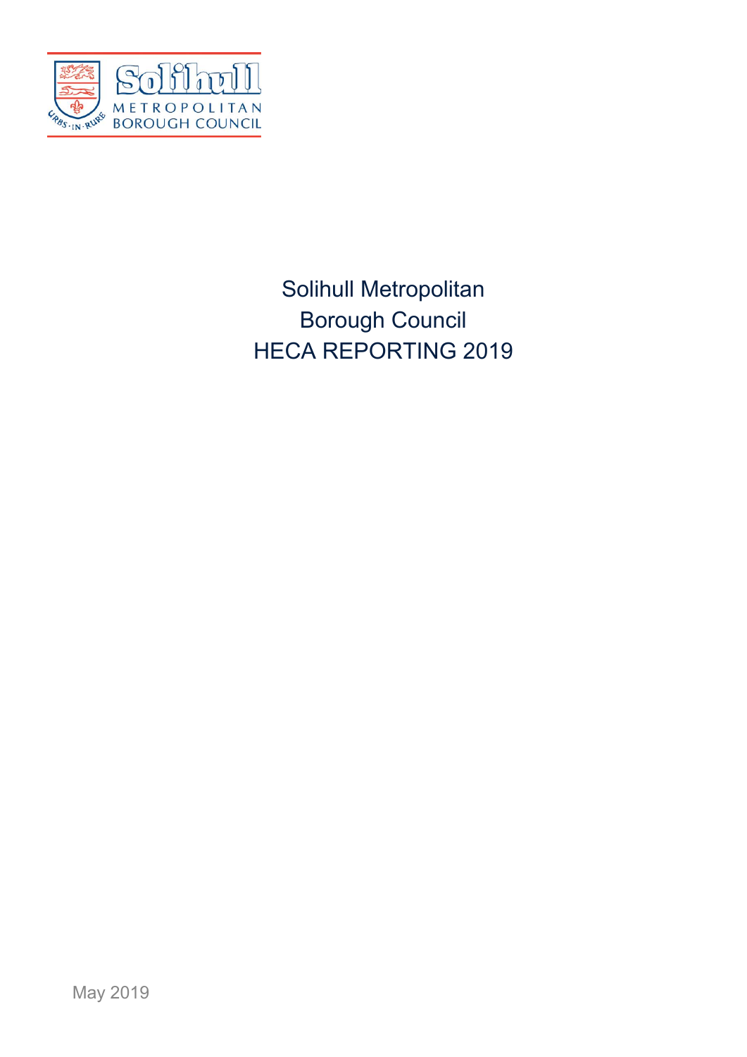# Solihull Metropolitan Borough Council HECA REPORTING 2019

May 2019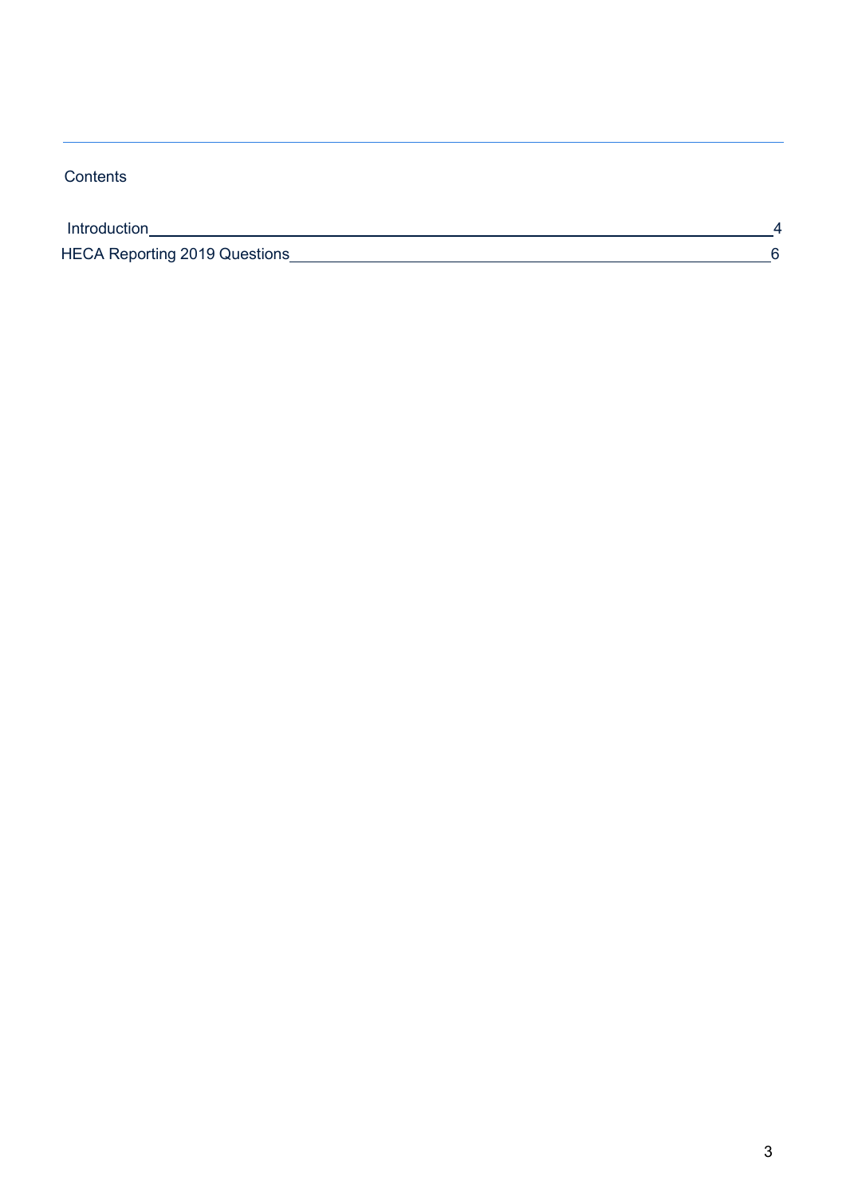Contents

Introduction 4

HECA Reporting 2019 Questions 6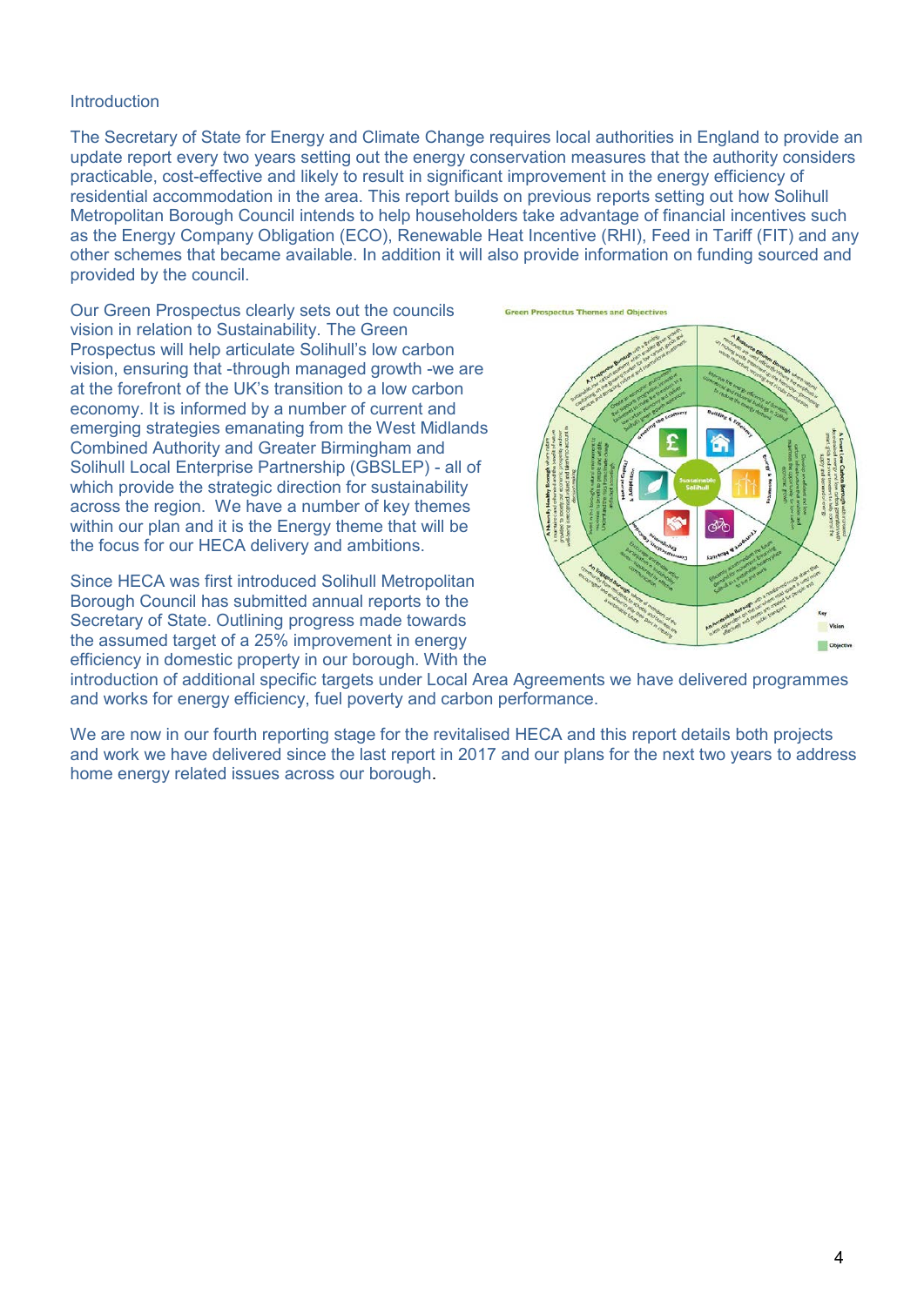Introduction

The Secretary of State for Energy and Climate Change requires local authorities in England to provide an update report every two years setting out the energy conservation measures that the authority considers practicable, cost-effective and likely to result in significant improvement in the energy efficiency of residential accommodation in the area. This report builds on previous reports setting out how Solihull Metropolitan Borough Council intends to help householders take advantage of financial incentives such as the Energy Company Obligation (ECO), Renewable Heat Incentive (RHI), Feed in Tariff (FIT) and any other schemes that became available. In addition it will also provide information on funding sourced and provided by the council.

Our Green Prospectus clearly sets out the councils vision in relation to Sustainability. The Green Prospectus will help articulate Solihull's low carbon vision, ensuring that -through managed growth -we are at the forefront of the UK's transition to a low carbon economy. It is informed by a number of current and emerging strategies emanating from the West Midlands Combined Authority and Greater Birmingham and Solihull Local Enterprise Partnership (GBSLEP) - all of which provide the strategic direction for sustainability across the region. We have a number of key themes within our plan and it is the Energy theme that will be the focus for our HECA delivery and ambitions.

Since HECA was first introduced Solihull Metropolitan Borough Council has submitted annual reports to the Secretary of State. Outlining progress made towards the assumed target of a 25% improvement in energy efficiency in domestic property in our borough. With the introduction of additional specific targets under Local Area Agreements we have delivered programmes and works for energy efficiency, fuel poverty and carbon performance.

We are now in our fourth reporting stage for the revitalised HECA and this report details both projects and work we have delivered since the last report in 2017 and our plans for the next two years to address home energy related issues across our borough.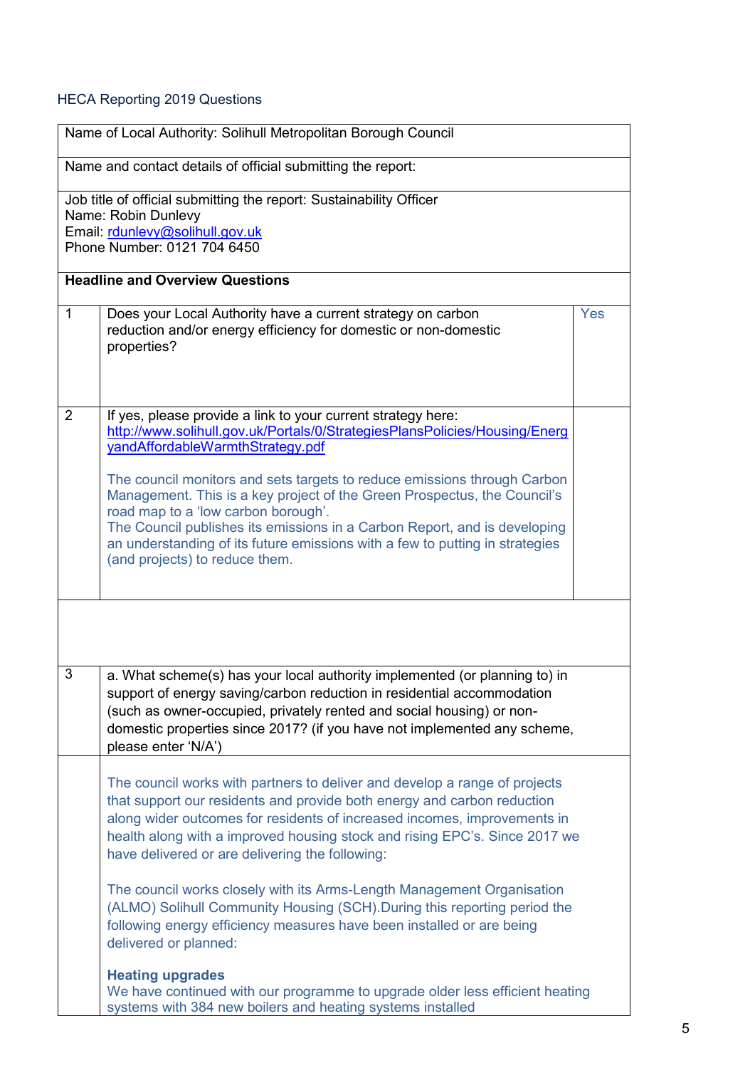HECA Reporting 2019 Questions

| Name of Local Authority: Solihull Metropolitan Borough Council | | |
|---|---|---|
| Name and contact details of official submitting the report: | | |
| Job title of official submitting the report: Sustainability Officer<br>Name: Robin Dunlevy<br>Email: rdunlevy@solihull.gov.uk<br>Phone Number: 0121 704 6450 | | |
| **Headline and Overview Questions** | | |
| 1 | Does your Local Authority have a current strategy on carbon reduction and/or energy efficiency for domestic or non-domestic properties? | Yes |
| 2 | If yes, please provide a link to your current strategy here: http://www.solihull.gov.uk/Portals/0/StrategiesPlansPolicies/Housing/EnergyandAffordableWarmthStrategy.pdf<br><br>The council monitors and sets targets to reduce emissions through Carbon Management. This is a key project of the Green Prospectus, the Council's road map to a 'low carbon borough'.<br>The Council publishes its emissions in a Carbon Report, and is developing an understanding of its future emissions with a few to putting in strategies (and projects) to reduce them. | |
| | | |
| 3 | a. What scheme(s) has your local authority implemented (or planning to) in support of energy saving/carbon reduction in residential accommodation (such as owner-occupied, privately rented and social housing) or non-domestic properties since 2017? (if you have not implemented any scheme, please enter 'N/A') | |
| | The council works with partners to deliver and develop a range of projects that support our residents and provide both energy and carbon reduction along wider outcomes for residents of increased incomes, improvements in health along with a improved housing stock and rising EPC's. Since 2017 we have delivered or are delivering the following:<br><br>The council works closely with its Arms-Length Management Organisation (ALMO) Solihull Community Housing (SCH).During this reporting period the following energy efficiency measures have been installed or are being delivered or planned:<br><br>**Heating upgrades**<br>We have continued with our programme to upgrade older less efficient heating systems with 384 new boilers and heating systems installed | |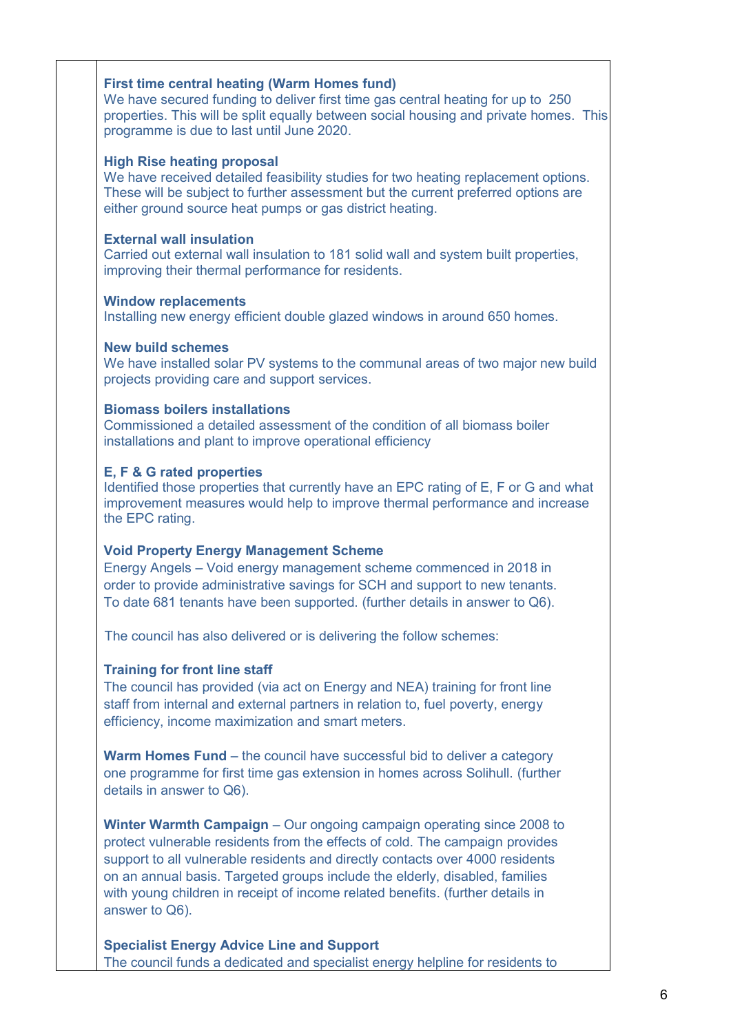**First time central heating (Warm Homes fund)**
We have secured funding to deliver first time gas central heating for up to 250 properties. This will be split equally between social housing and private homes. This programme is due to last until June 2020.

**High Rise heating proposal**
We have received detailed feasibility studies for two heating replacement options. These will be subject to further assessment but the current preferred options are either ground source heat pumps or gas district heating.

**External wall insulation**
Carried out external wall insulation to 181 solid wall and system built properties, improving their thermal performance for residents.

**Window replacements**
Installing new energy efficient double glazed windows in around 650 homes.

**New build schemes**
We have installed solar PV systems to the communal areas of two major new build projects providing care and support services.

**Biomass boilers installations**
Commissioned a detailed assessment of the condition of all biomass boiler installations and plant to improve operational efficiency

**E, F & G rated properties**
Identified those properties that currently have an EPC rating of E, F or G and what improvement measures would help to improve thermal performance and increase the EPC rating.

**Void Property Energy Management Scheme**
Energy Angels – Void energy management scheme commenced in 2018 in order to provide administrative savings for SCH and support to new tenants. To date 681 tenants have been supported. (further details in answer to Q6).

The council has also delivered or is delivering the follow schemes:

**Training for front line staff**
The council has provided (via act on Energy and NEA) training for front line staff from internal and external partners in relation to, fuel poverty, energy efficiency, income maximization and smart meters.

**Warm Homes Fund** – the council have successful bid to deliver a category one programme for first time gas extension in homes across Solihull. (further details in answer to Q6).

**Winter Warmth Campaign** – Our ongoing campaign operating since 2008 to protect vulnerable residents from the effects of cold. The campaign provides support to all vulnerable residents and directly contacts over 4000 residents on an annual basis. Targeted groups include the elderly, disabled, families with young children in receipt of income related benefits. (further details in answer to Q6).

**Specialist Energy Advice Line and Support**
The council funds a dedicated and specialist energy helpline for residents to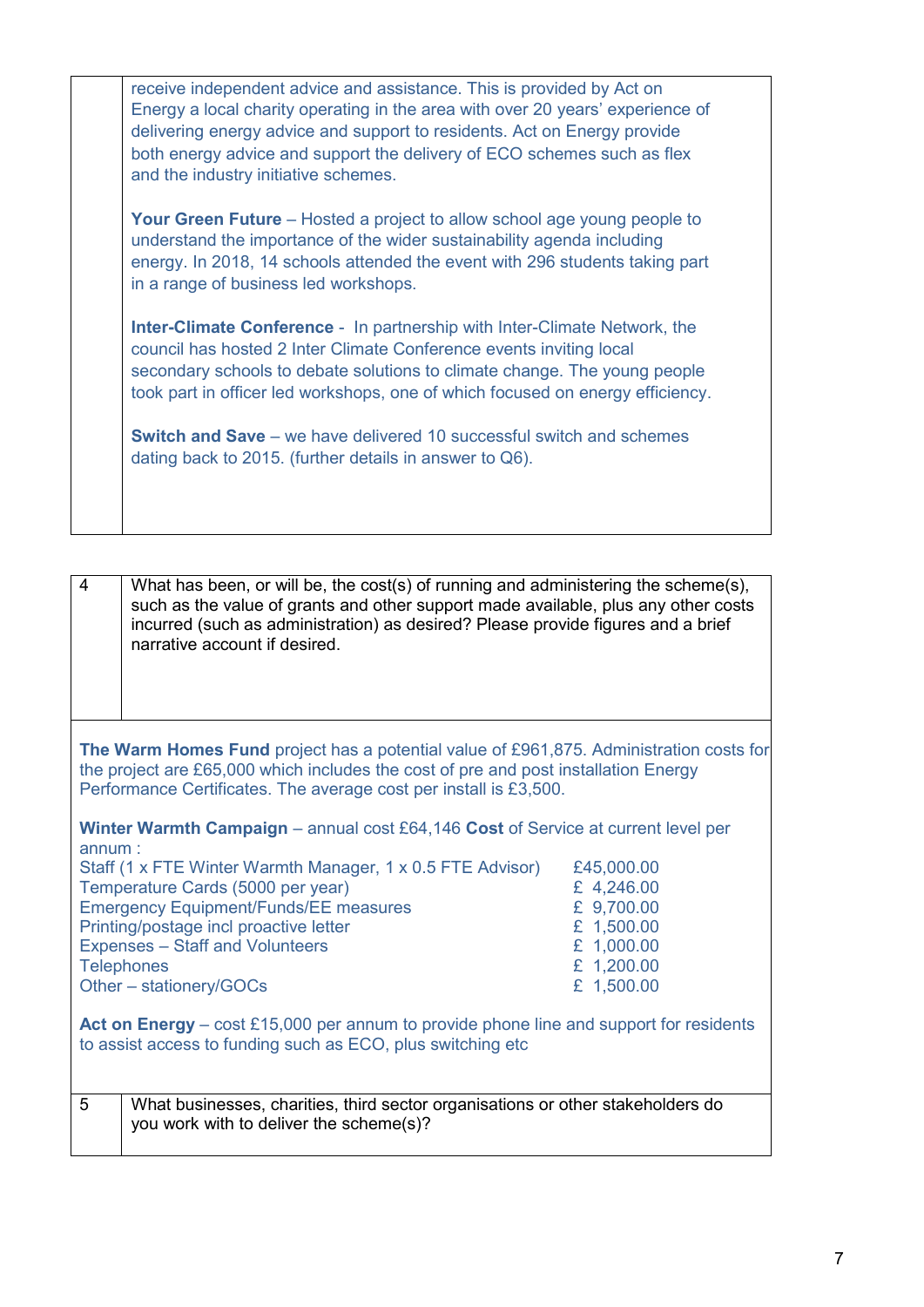receive independent advice and assistance. This is provided by Act on Energy a local charity operating in the area with over 20 years' experience of delivering energy advice and support to residents. Act on Energy provide both energy advice and support the delivery of ECO schemes such as flex and the industry initiative schemes.

**Your Green Future** – Hosted a project to allow school age young people to understand the importance of the wider sustainability agenda including energy. In 2018, 14 schools attended the event with 296 students taking part in a range of business led workshops.

**Inter-Climate Conference** - In partnership with Inter-Climate Network, the council has hosted 2 Inter Climate Conference events inviting local secondary schools to debate solutions to climate change. The young people took part in officer led workshops, one of which focused on energy efficiency.

**Switch and Save** – we have delivered 10 successful switch and schemes dating back to 2015. (further details in answer to Q6).

| 4 | What has been, or will be, the cost(s) of running and administering the scheme(s), such as the value of grants and other support made available, plus any other costs incurred (such as administration) as desired? Please provide figures and a brief narrative account if desired. |
|---|---|

**The Warm Homes Fund** project has a potential value of £961,875. Administration costs for the project are £65,000 which includes the cost of pre and post installation Energy Performance Certificates. The average cost per install is £3,500.

**Winter Warmth Campaign** – annual cost £64,146 **Cost** of Service at current level per annum :

| Item | Cost |
|---|---|
| Staff (1 x FTE Winter Warmth Manager, 1 x 0.5 FTE Advisor) | £45,000.00 |
| Temperature Cards (5000 per year) | £ 4,246.00 |
| Emergency Equipment/Funds/EE measures | £ 9,700.00 |
| Printing/postage incl proactive letter | £ 1,500.00 |
| Expenses – Staff and Volunteers | £ 1,000.00 |
| Telephones | £ 1,200.00 |
| Other – stationery/GOCs | £ 1,500.00 |

**Act on Energy** – cost £15,000 per annum to provide phone line and support for residents to assist access to funding such as ECO, plus switching etc

| 5 | What businesses, charities, third sector organisations or other stakeholders do you work with to deliver the scheme(s)? |
|---|---|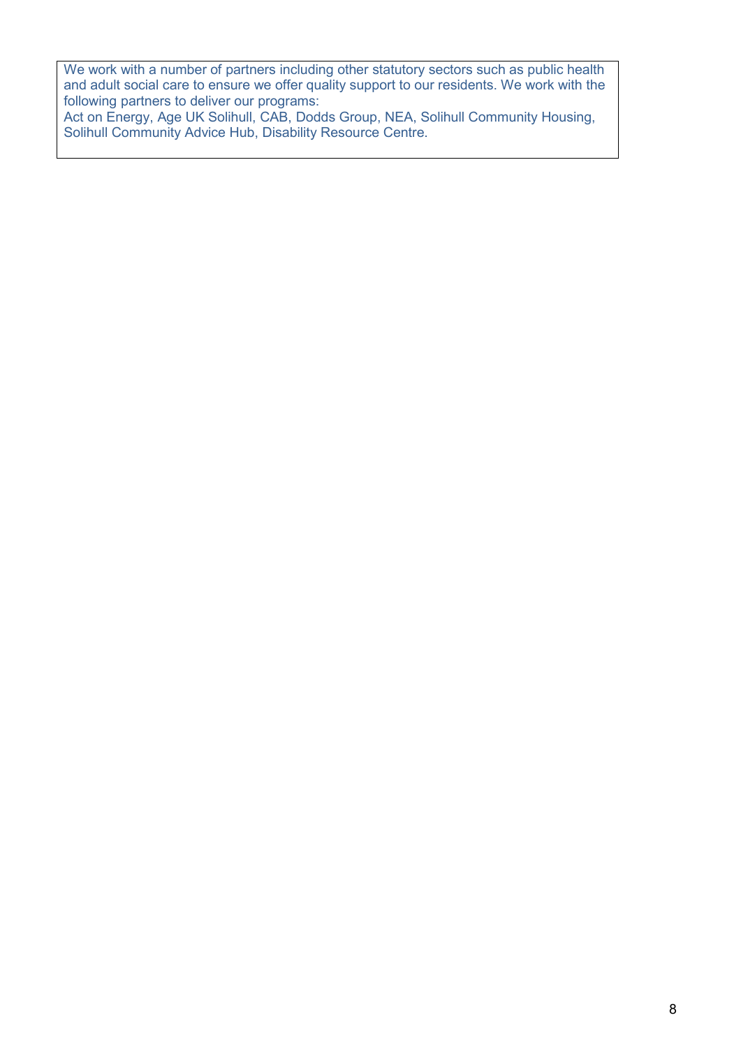We work with a number of partners including other statutory sectors such as public health and adult social care to ensure we offer quality support to our residents. We work with the following partners to deliver our programs:
Act on Energy, Age UK Solihull, CAB, Dodds Group, NEA, Solihull Community Housing, Solihull Community Advice Hub, Disability Resource Centre.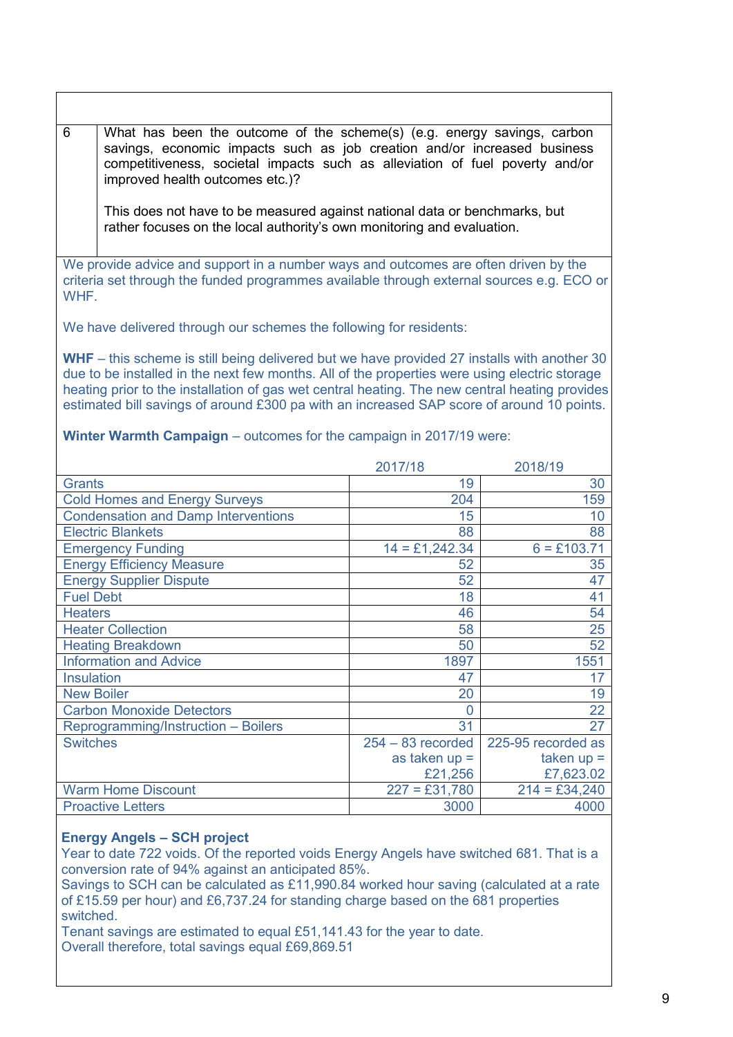| 6 | What has been the outcome of the scheme(s) (e.g. energy savings, carbon savings, economic impacts such as job creation and/or increased business competitiveness, societal impacts such as alleviation of fuel poverty and/or improved health outcomes etc.)?<br><br>This does not have to be measured against national data or benchmarks, but rather focuses on the local authority's own monitoring and evaluation. |
|---|---|

We provide advice and support in a number ways and outcomes are often driven by the criteria set through the funded programmes available through external sources e.g. ECO or WHF.

We have delivered through our schemes the following for residents:

**WHF** – this scheme is still being delivered but we have provided 27 installs with another 30 due to be installed in the next few months. All of the properties were using electric storage heating prior to the installation of gas wet central heating. The new central heating provides estimated bill savings of around £300 pa with an increased SAP score of around 10 points.

**Winter Warmth Campaign** – outcomes for the campaign in 2017/19 were:

| | 2017/18 | 2018/19 |
|---|---|---|
| Grants | 19 | 30 |
| Cold Homes and Energy Surveys | 204 | 159 |
| Condensation and Damp Interventions | 15 | 10 |
| Electric Blankets | 88 | 88 |
| Emergency Funding | 14 = £1,242.34 | 6 = £103.71 |
| Energy Efficiency Measure | 52 | 35 |
| Energy Supplier Dispute | 52 | 47 |
| Fuel Debt | 18 | 41 |
| Heaters | 46 | 54 |
| Heater Collection | 58 | 25 |
| Heating Breakdown | 50 | 52 |
| Information and Advice | 1897 | 1551 |
| Insulation | 47 | 17 |
| New Boiler | 20 | 19 |
| Carbon Monoxide Detectors | 0 | 22 |
| Reprogramming/Instruction – Boilers | 31 | 27 |
| Switches | 254 – 83 recorded as taken up = £21,256 | 225-95 recorded as taken up = £7,623.02 |
| Warm Home Discount | 227 = £31,780 | 214 = £34,240 |
| Proactive Letters | 3000 | 4000 |

**Energy Angels – SCH project**

Year to date 722 voids. Of the reported voids Energy Angels have switched 681. That is a conversion rate of 94% against an anticipated 85%.

Savings to SCH can be calculated as £11,990.84 worked hour saving (calculated at a rate of £15.59 per hour) and £6,737.24 for standing charge based on the 681 properties switched.

Tenant savings are estimated to equal £51,141.43 for the year to date.

Overall therefore, total savings equal £69,869.51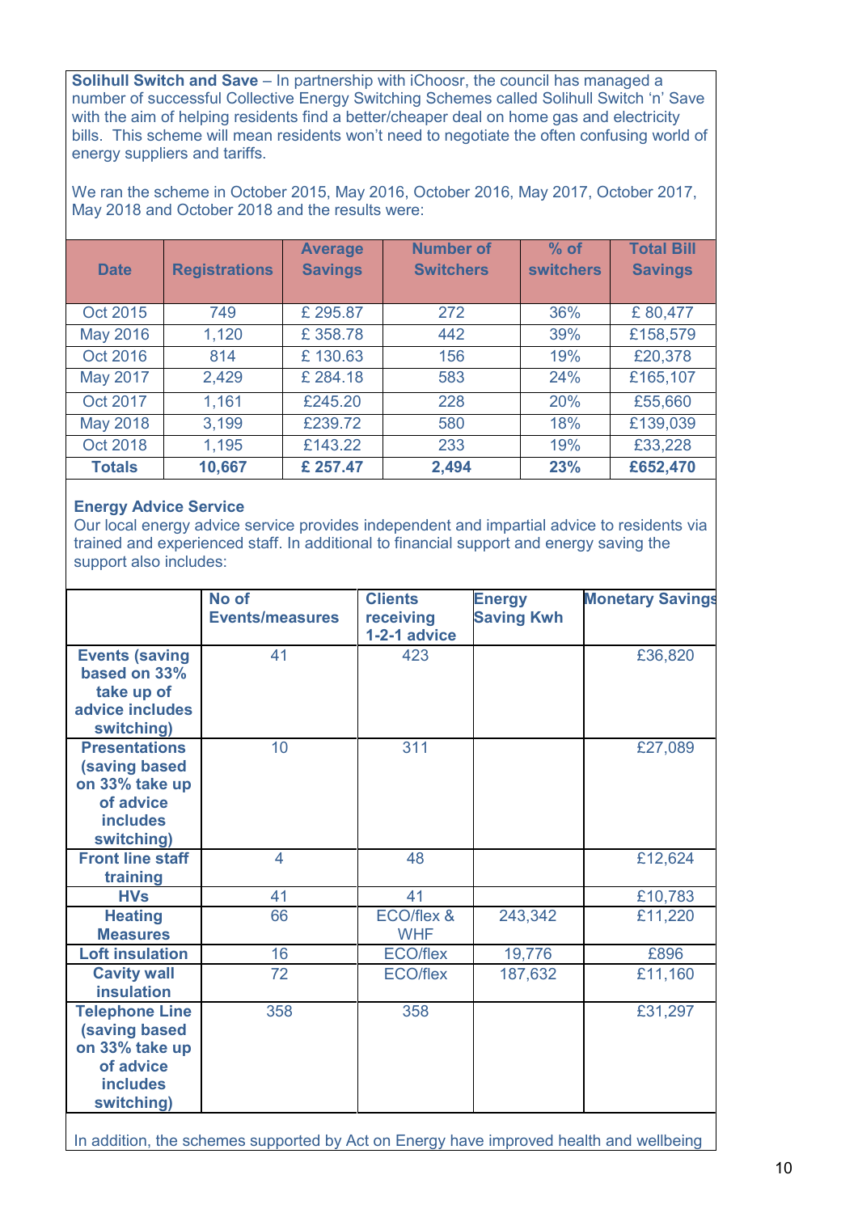**Solihull Switch and Save** – In partnership with iChoosr, the council has managed a number of successful Collective Energy Switching Schemes called Solihull Switch 'n' Save with the aim of helping residents find a better/cheaper deal on home gas and electricity bills. This scheme will mean residents won't need to negotiate the often confusing world of energy suppliers and tariffs.

We ran the scheme in October 2015, May 2016, October 2016, May 2017, October 2017, May 2018 and October 2018 and the results were:

| Date | Registrations | Average Savings | Number of Switchers | % of switchers | Total Bill Savings |
|---|---|---|---|---|---|
| Oct 2015 | 749 | £ 295.87 | 272 | 36% | £ 80,477 |
| May 2016 | 1,120 | £ 358.78 | 442 | 39% | £158,579 |
| Oct 2016 | 814 | £ 130.63 | 156 | 19% | £20,378 |
| May 2017 | 2,429 | £ 284.18 | 583 | 24% | £165,107 |
| Oct 2017 | 1,161 | £245.20 | 228 | 20% | £55,660 |
| May 2018 | 3,199 | £239.72 | 580 | 18% | £139,039 |
| Oct 2018 | 1,195 | £143.22 | 233 | 19% | £33,228 |
| **Totals** | **10,667** | **£ 257.47** | **2,494** | **23%** | **£652,470** |

**Energy Advice Service**

Our local energy advice service provides independent and impartial advice to residents via trained and experienced staff. In additional to financial support and energy saving the support also includes:

| | No of Events/measures | Clients receiving 1-2-1 advice | Energy Saving Kwh | Monetary Savings |
|---|---|---|---|---|
| **Events (saving based on 33% take up of advice includes switching)** | 41 | 423 | | £36,820 |
| **Presentations (saving based on 33% take up of advice includes switching)** | 10 | 311 | | £27,089 |
| **Front line staff training** | 4 | 48 | | £12,624 |
| **HVs** | 41 | 41 | | £10,783 |
| **Heating Measures** | 66 | ECO/flex & WHF | 243,342 | £11,220 |
| **Loft insulation** | 16 | ECO/flex | 19,776 | £896 |
| **Cavity wall insulation** | 72 | ECO/flex | 187,632 | £11,160 |
| **Telephone Line (saving based on 33% take up of advice includes switching)** | 358 | 358 | | £31,297 |

In addition, the schemes supported by Act on Energy have improved health and wellbeing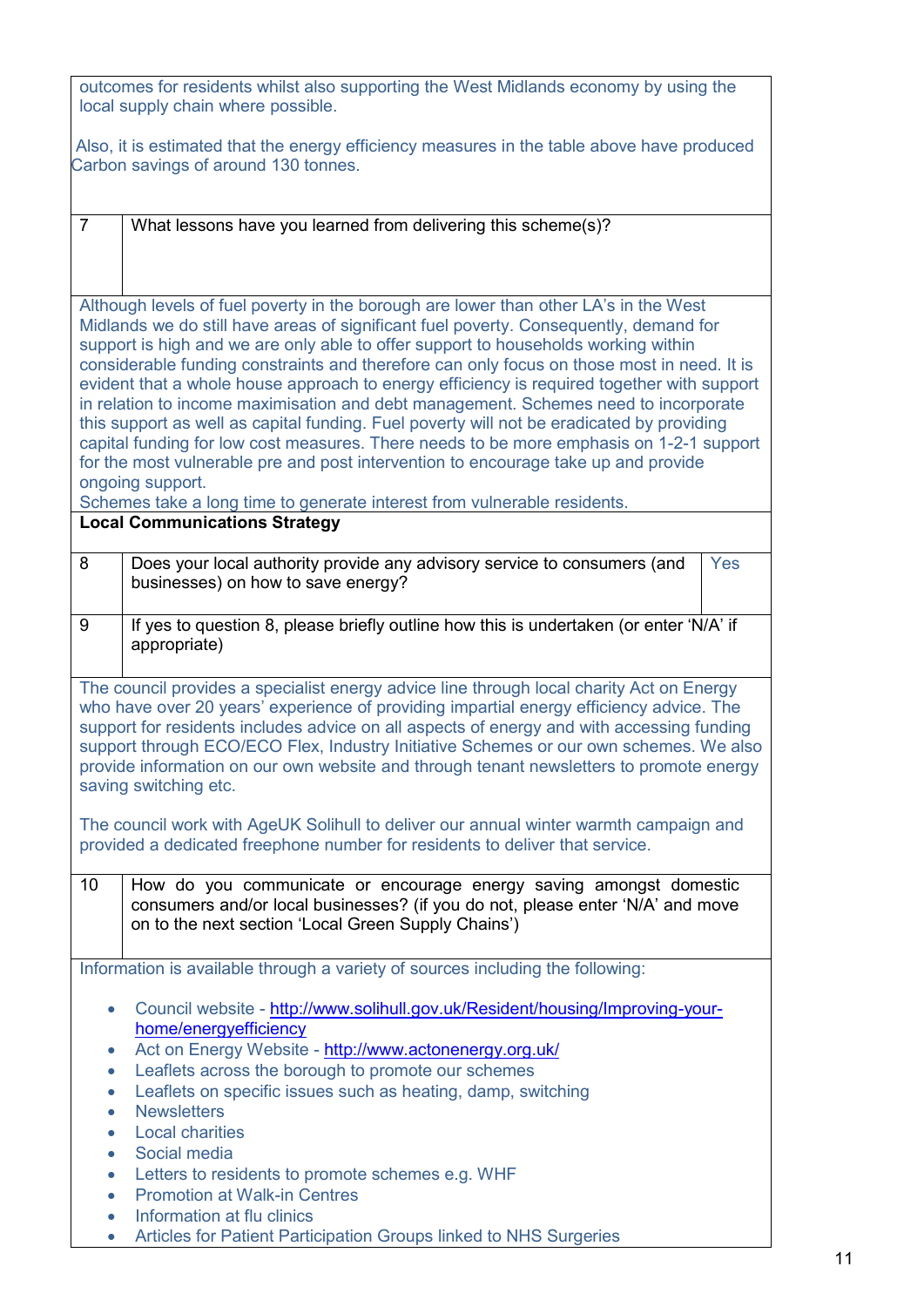outcomes for residents whilst also supporting the West Midlands economy by using the local supply chain where possible.

Also, it is estimated that the energy efficiency measures in the table above have produced Carbon savings of around 130 tonnes.

| 7 | What lessons have you learned from delivering this scheme(s)? |
|---|---|

Although levels of fuel poverty in the borough are lower than other LA's in the West Midlands we do still have areas of significant fuel poverty. Consequently, demand for support is high and we are only able to offer support to households working within considerable funding constraints and therefore can only focus on those most in need. It is evident that a whole house approach to energy efficiency is required together with support in relation to income maximisation and debt management. Schemes need to incorporate this support as well as capital funding. Fuel poverty will not be eradicated by providing capital funding for low cost measures. There needs to be more emphasis on 1-2-1 support for the most vulnerable pre and post intervention to encourage take up and provide ongoing support.
Schemes take a long time to generate interest from vulnerable residents.

**Local Communications Strategy**

| 8 | Does your local authority provide any advisory service to consumers (and businesses) on how to save energy? | Yes |
|---|---|---|
| 9 | If yes to question 8, please briefly outline how this is undertaken (or enter 'N/A' if appropriate) | |

The council provides a specialist energy advice line through local charity Act on Energy who have over 20 years' experience of providing impartial energy efficiency advice. The support for residents includes advice on all aspects of energy and with accessing funding support through ECO/ECO Flex, Industry Initiative Schemes or our own schemes. We also provide information on our own website and through tenant newsletters to promote energy saving switching etc.

The council work with AgeUK Solihull to deliver our annual winter warmth campaign and provided a dedicated freephone number for residents to deliver that service.

| 10 | How do you communicate or encourage energy saving amongst domestic consumers and/or local businesses? (if you do not, please enter 'N/A' and move on to the next section 'Local Green Supply Chains') |
|---|---|

Information is available through a variety of sources including the following:

- Council website - http://www.solihull.gov.uk/Resident/housing/Improving-your-home/energyefficiency
- Act on Energy Website - http://www.actonenergy.org.uk/
- Leaflets across the borough to promote our schemes
- Leaflets on specific issues such as heating, damp, switching
- Newsletters
- Local charities
- Social media
- Letters to residents to promote schemes e.g. WHF
- Promotion at Walk-in Centres
- Information at flu clinics
- Articles for Patient Participation Groups linked to NHS Surgeries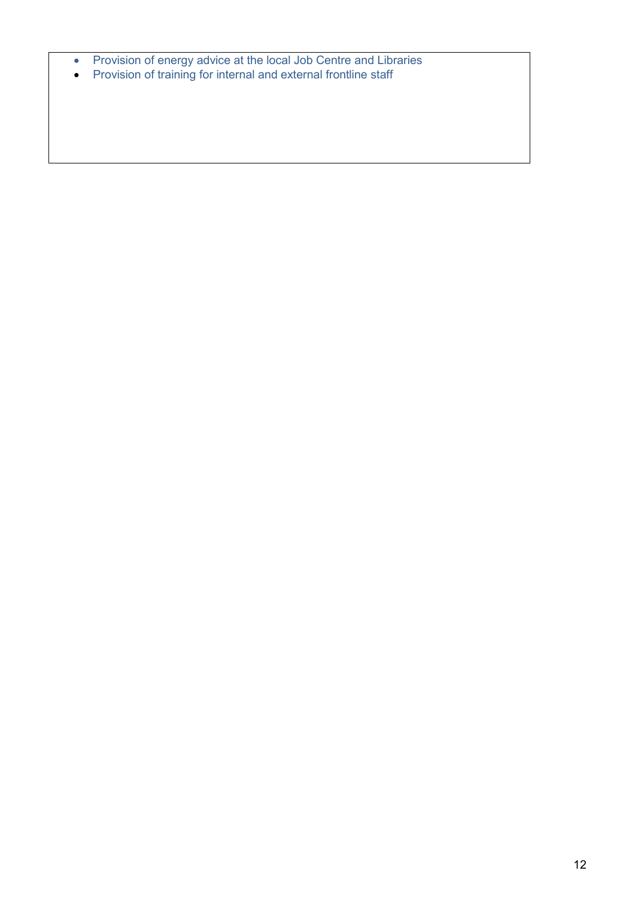- Provision of energy advice at the local Job Centre and Libraries
- Provision of training for internal and external frontline staff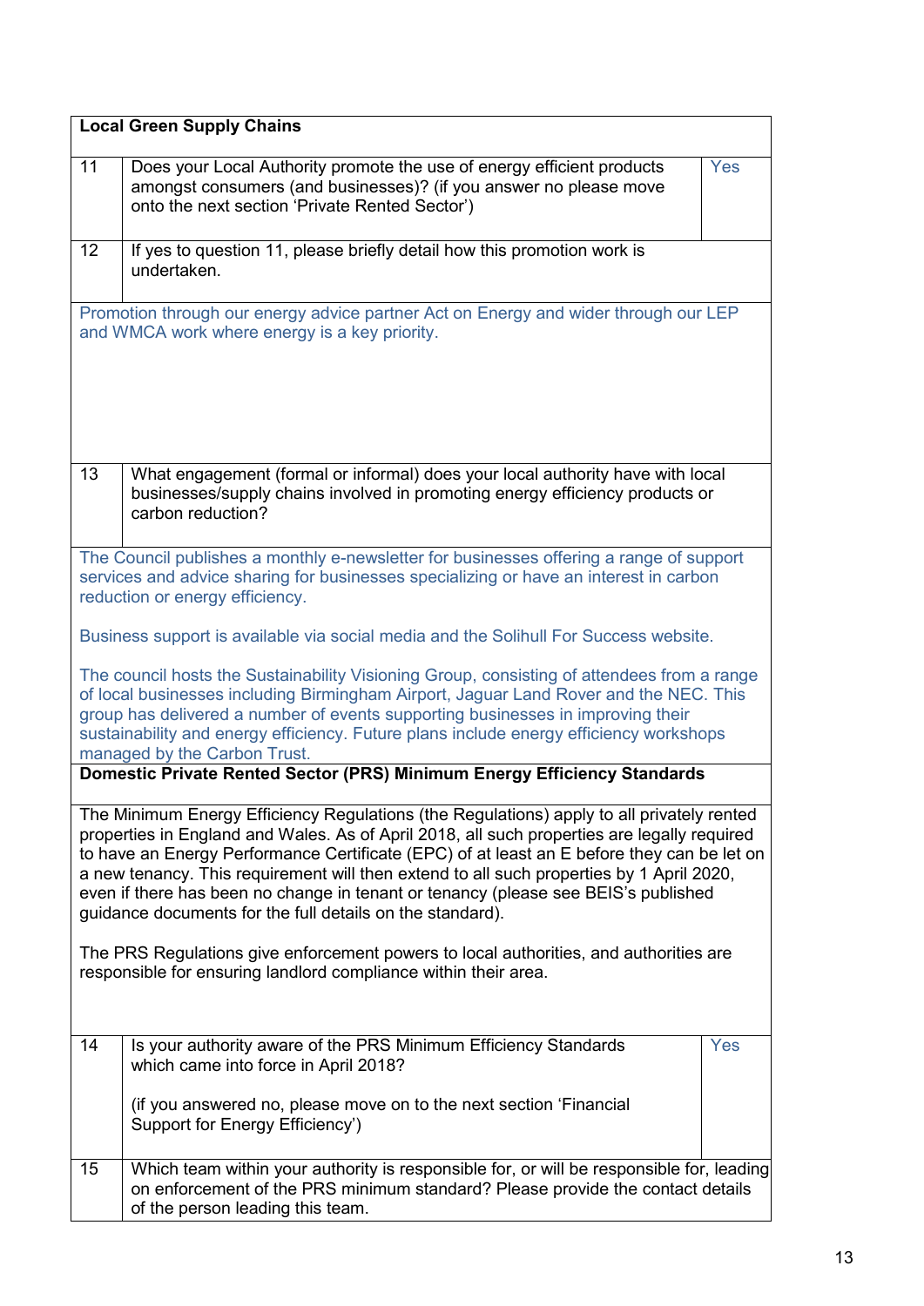| **Local Green Supply Chains** | | |
|---|---|---|
| 11 | Does your Local Authority promote the use of energy efficient products amongst consumers (and businesses)? (if you answer no please move onto the next section 'Private Rented Sector') | Yes |
| 12 | If yes to question 11, please briefly detail how this promotion work is undertaken. | |
| Promotion through our energy advice partner Act on Energy and wider through our LEP and WMCA work where energy is a key priority. | | |
| 13 | What engagement (formal or informal) does your local authority have with local businesses/supply chains involved in promoting energy efficiency products or carbon reduction? | |
| The Council publishes a monthly e-newsletter for businesses offering a range of support services and advice sharing for businesses specializing or have an interest in carbon reduction or energy efficiency.<br><br>Business support is available via social media and the Solihull For Success website.<br><br>The council hosts the Sustainability Visioning Group, consisting of attendees from a range of local businesses including Birmingham Airport, Jaguar Land Rover and the NEC. This group has delivered a number of events supporting businesses in improving their sustainability and energy efficiency. Future plans include energy efficiency workshops managed by the Carbon Trust. | | |

| **Domestic Private Rented Sector (PRS) Minimum Energy Efficiency Standards** | | |
|---|---|---|
| The Minimum Energy Efficiency Regulations (the Regulations) apply to all privately rented properties in England and Wales. As of April 2018, all such properties are legally required to have an Energy Performance Certificate (EPC) of at least an E before they can be let on a new tenancy. This requirement will then extend to all such properties by 1 April 2020, even if there has been no change in tenant or tenancy (please see BEIS's published guidance documents for the full details on the standard).<br><br>The PRS Regulations give enforcement powers to local authorities, and authorities are responsible for ensuring landlord compliance within their area. | | |
| 14 | Is your authority aware of the PRS Minimum Efficiency Standards which came into force in April 2018?<br><br>(if you answered no, please move on to the next section 'Financial Support for Energy Efficiency') | Yes |
| 15 | Which team within your authority is responsible for, or will be responsible for, leading on enforcement of the PRS minimum standard? Please provide the contact details of the person leading this team. | |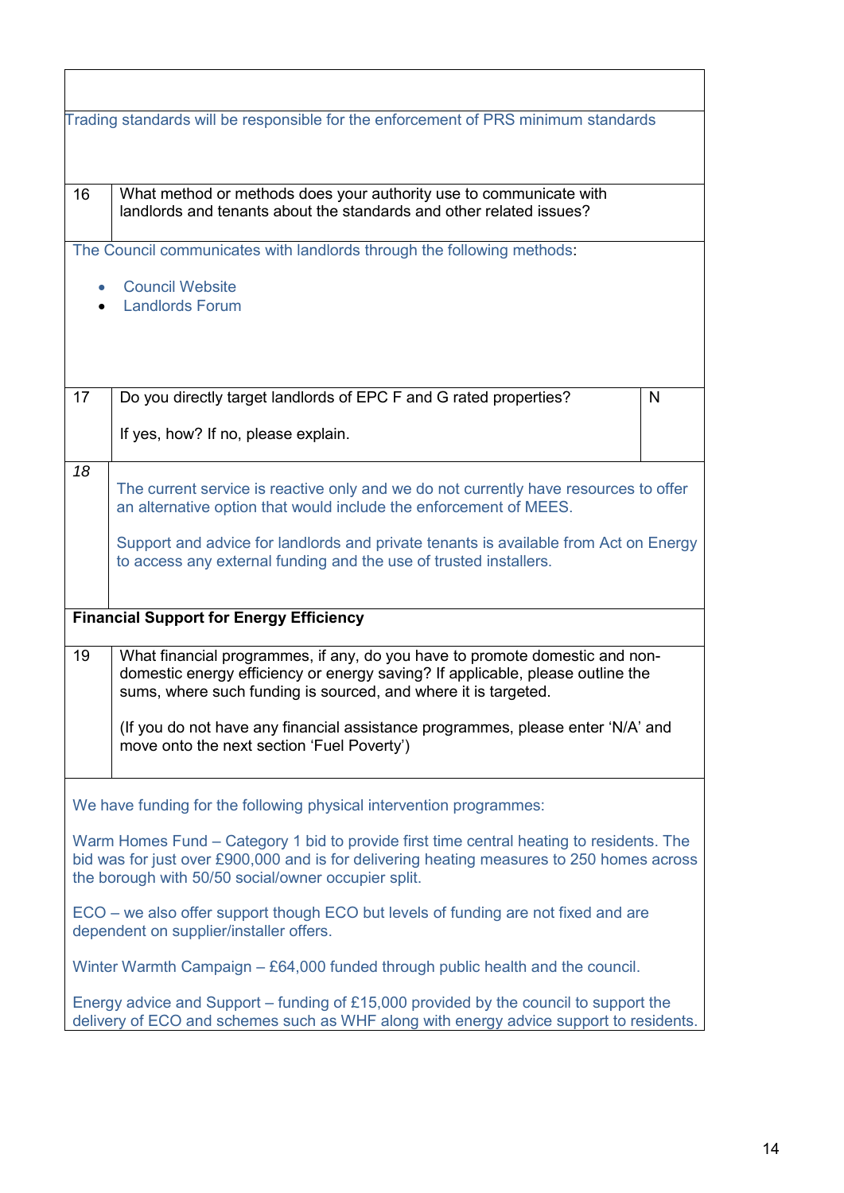| | | |
|---|---|---|
| Trading standards will be responsible for the enforcement of PRS minimum standards | | |
| 16 | What method or methods does your authority use to communicate with landlords and tenants about the standards and other related issues? | |
| The Council communicates with landlords through the following methods:<br><br>• Council Website<br>• Landlords Forum | | |
| 17 | Do you directly target landlords of EPC F and G rated properties?<br><br>If yes, how? If no, please explain. | N |
| *18* | The current service is reactive only and we do not currently have resources to offer an alternative option that would include the enforcement of MEES.<br><br>Support and advice for landlords and private tenants is available from Act on Energy to access any external funding and the use of trusted installers. | |
| **Financial Support for Energy Efficiency** | | |
| 19 | What financial programmes, if any, do you have to promote domestic and non-domestic energy efficiency or energy saving? If applicable, please outline the sums, where such funding is sourced, and where it is targeted.<br><br>(If you do not have any financial assistance programmes, please enter 'N/A' and move onto the next section 'Fuel Poverty') | |
| We have funding for the following physical intervention programmes:<br><br>Warm Homes Fund – Category 1 bid to provide first time central heating to residents. The bid was for just over £900,000 and is for delivering heating measures to 250 homes across the borough with 50/50 social/owner occupier split.<br><br>ECO – we also offer support though ECO but levels of funding are not fixed and are dependent on supplier/installer offers.<br><br>Winter Warmth Campaign – £64,000 funded through public health and the council.<br><br>Energy advice and Support – funding of £15,000 provided by the council to support the delivery of ECO and schemes such as WHF along with energy advice support to residents. | | |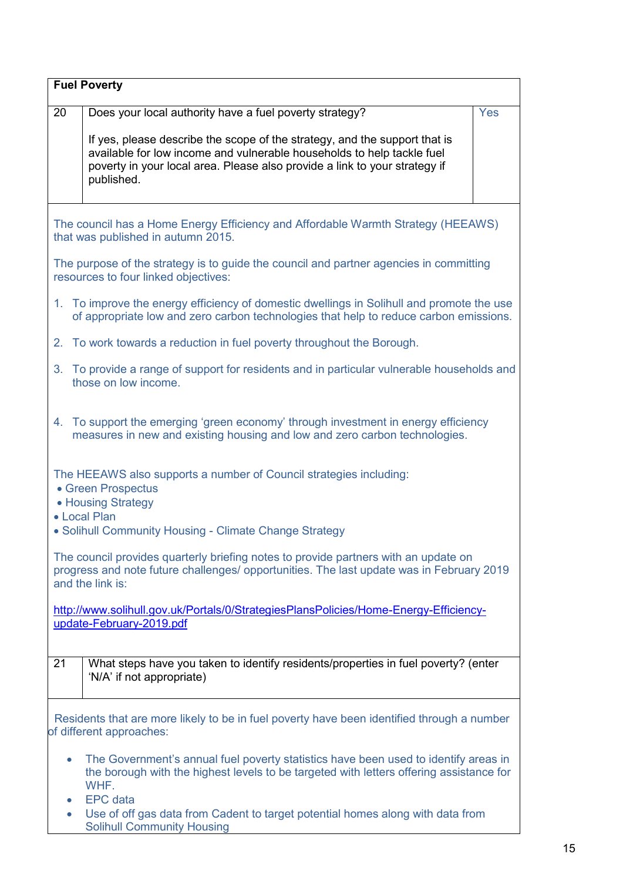## Fuel Poverty

| 20 | Does your local authority have a fuel poverty strategy?<br><br>If yes, please describe the scope of the strategy, and the support that is available for low income and vulnerable households to help tackle fuel poverty in your local area. Please also provide a link to your strategy if published. | Yes |
|---|---|---|

The council has a Home Energy Efficiency and Affordable Warmth Strategy (HEEAWS) that was published in autumn 2015.

The purpose of the strategy is to guide the council and partner agencies in committing resources to four linked objectives:

1. To improve the energy efficiency of domestic dwellings in Solihull and promote the use of appropriate low and zero carbon technologies that help to reduce carbon emissions.
2. To work towards a reduction in fuel poverty throughout the Borough.
3. To provide a range of support for residents and in particular vulnerable households and those on low income.
4. To support the emerging 'green economy' through investment in energy efficiency measures in new and existing housing and low and zero carbon technologies.

The HEEAWS also supports a number of Council strategies including:

- Green Prospectus
- Housing Strategy
- Local Plan
- Solihull Community Housing - Climate Change Strategy

The council provides quarterly briefing notes to provide partners with an update on progress and note future challenges/ opportunities. The last update was in February 2019 and the link is:

[http://www.solihull.gov.uk/Portals/0/StrategiesPlansPolicies/Home-Energy-Efficiency-update-February-2019.pdf](http://www.solihull.gov.uk/Portals/0/StrategiesPlansPolicies/Home-Energy-Efficiency-update-February-2019.pdf)

| 21 | What steps have you taken to identify residents/properties in fuel poverty? (enter 'N/A' if not appropriate) |
|---|---|

Residents that are more likely to be in fuel poverty have been identified through a number of different approaches:

- The Government's annual fuel poverty statistics have been used to identify areas in the borough with the highest levels to be targeted with letters offering assistance for WHF.
- EPC data
- Use of off gas data from Cadent to target potential homes along with data from Solihull Community Housing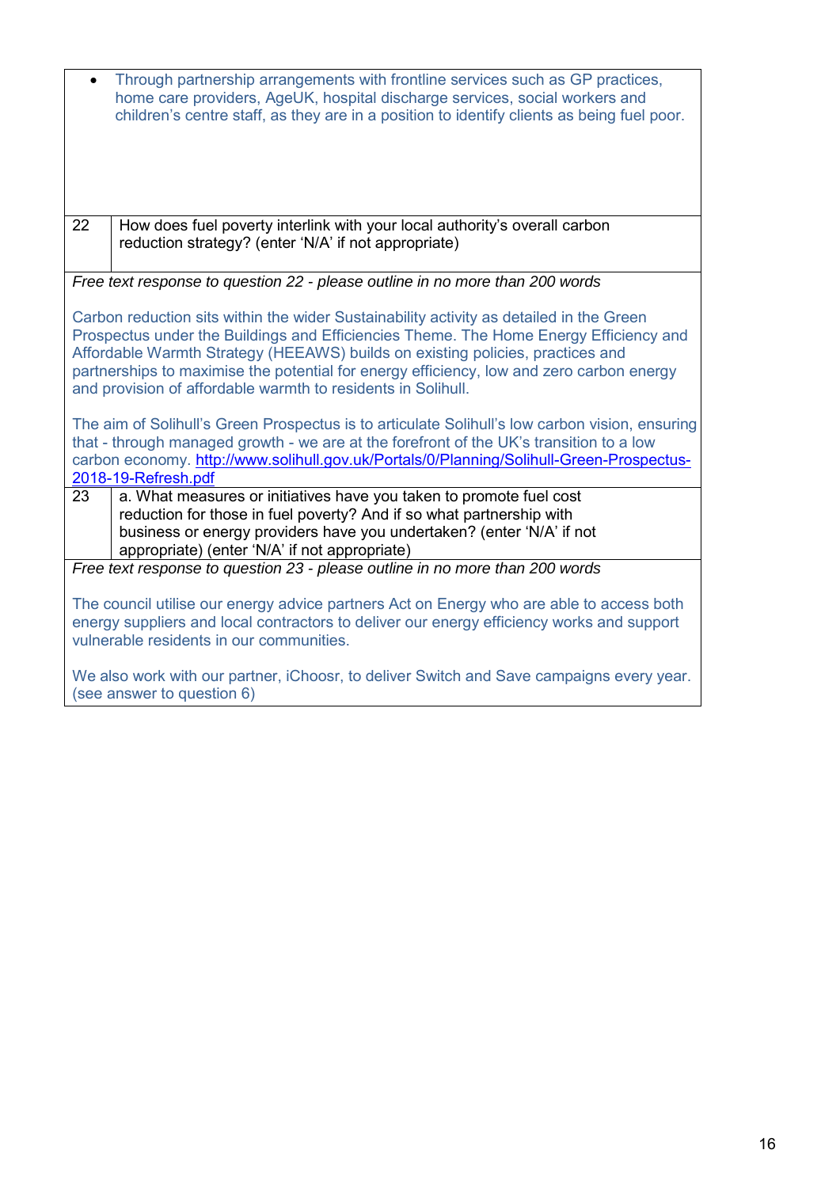- Through partnership arrangements with frontline services such as GP practices, home care providers, AgeUK, hospital discharge services, social workers and children's centre staff, as they are in a position to identify clients as being fuel poor.

| | |
|---|---|
| 22 | How does fuel poverty interlink with your local authority's overall carbon reduction strategy? (enter 'N/A' if not appropriate) |

*Free text response to question 22 - please outline in no more than 200 words*

Carbon reduction sits within the wider Sustainability activity as detailed in the Green Prospectus under the Buildings and Efficiencies Theme. The Home Energy Efficiency and Affordable Warmth Strategy (HEEAWS) builds on existing policies, practices and partnerships to maximise the potential for energy efficiency, low and zero carbon energy and provision of affordable warmth to residents in Solihull.

The aim of Solihull's Green Prospectus is to articulate Solihull's low carbon vision, ensuring that - through managed growth - we are at the forefront of the UK's transition to a low carbon economy. http://www.solihull.gov.uk/Portals/0/Planning/Solihull-Green-Prospectus-2018-19-Refresh.pdf

| | |
|---|---|
| 23 | a. What measures or initiatives have you taken to promote fuel cost reduction for those in fuel poverty? And if so what partnership with business or energy providers have you undertaken? (enter 'N/A' if not appropriate) (enter 'N/A' if not appropriate) |

*Free text response to question 23 - please outline in no more than 200 words*

The council utilise our energy advice partners Act on Energy who are able to access both energy suppliers and local contractors to deliver our energy efficiency works and support vulnerable residents in our communities.

We also work with our partner, iChoosr, to deliver Switch and Save campaigns every year. (see answer to question 6)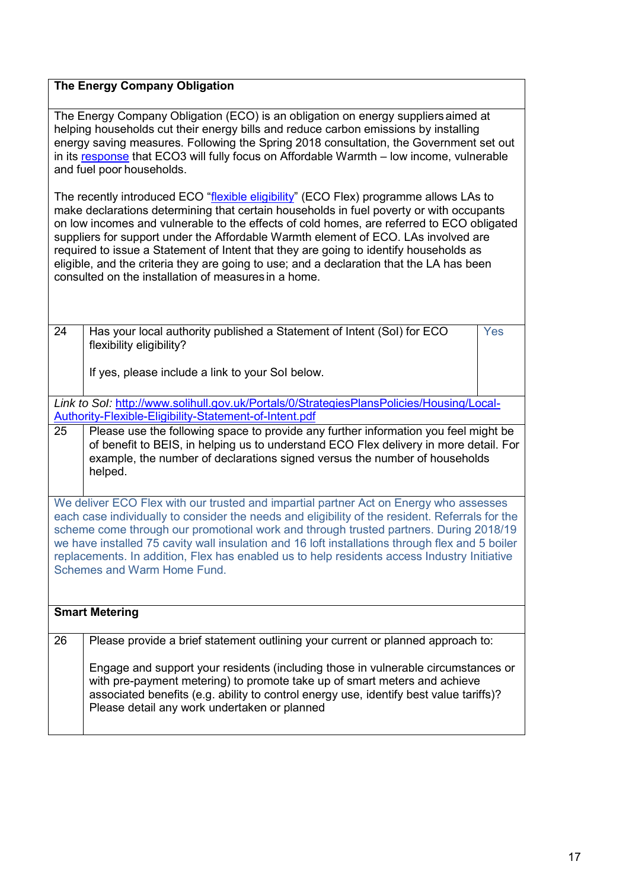## The Energy Company Obligation

The Energy Company Obligation (ECO) is an obligation on energy suppliers aimed at helping households cut their energy bills and reduce carbon emissions by installing energy saving measures. Following the Spring 2018 consultation, the Government set out in its [response](response) that ECO3 will fully focus on Affordable Warmth – low income, vulnerable and fuel poor households.

The recently introduced ECO "[flexible eligibility](flexible eligibility)" (ECO Flex) programme allows LAs to make declarations determining that certain households in fuel poverty or with occupants on low incomes and vulnerable to the effects of cold homes, are referred to ECO obligated suppliers for support under the Affordable Warmth element of ECO. LAs involved are required to issue a Statement of Intent that they are going to identify households as eligible, and the criteria they are going to use; and a declaration that the LA has been consulted on the installation of measures in a home.

| | | |
|---|---|---|
| 24 | Has your local authority published a Statement of Intent (SoI) for ECO flexibility eligibility?<br><br>If yes, please include a link to your SoI below. | Yes |

*Link to SoI:* http://www.solihull.gov.uk/Portals/0/StrategiesPlansPolicies/Housing/Local-Authority-Flexible-Eligibility-Statement-of-Intent.pdf

| | |
|---|---|
| 25 | Please use the following space to provide any further information you feel might be of benefit to BEIS, in helping us to understand ECO Flex delivery in more detail. For example, the number of declarations signed versus the number of households helped. |

We deliver ECO Flex with our trusted and impartial partner Act on Energy who assesses each case individually to consider the needs and eligibility of the resident. Referrals for the scheme come through our promotional work and through trusted partners. During 2018/19 we have installed 75 cavity wall insulation and 16 loft installations through flex and 5 boiler replacements. In addition, Flex has enabled us to help residents access Industry Initiative Schemes and Warm Home Fund.

## Smart Metering

| | |
|---|---|
| 26 | Please provide a brief statement outlining your current or planned approach to:<br><br>Engage and support your residents (including those in vulnerable circumstances or with pre-payment metering) to promote take up of smart meters and achieve associated benefits (e.g. ability to control energy use, identify best value tariffs)? Please detail any work undertaken or planned |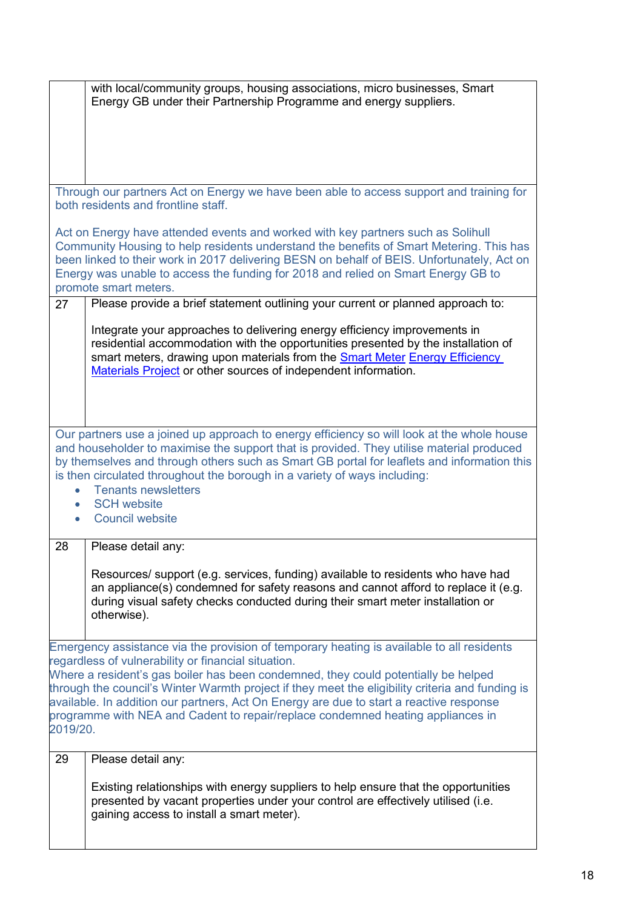| | |
|---|---|
| | with local/community groups, housing associations, micro businesses, Smart Energy GB under their Partnership Programme and energy suppliers. |

Through our partners Act on Energy we have been able to access support and training for both residents and frontline staff.

Act on Energy have attended events and worked with key partners such as Solihull Community Housing to help residents understand the benefits of Smart Metering. This has been linked to their work in 2017 delivering BESN on behalf of BEIS. Unfortunately, Act on Energy was unable to access the funding for 2018 and relied on Smart Energy GB to promote smart meters.

| | |
|---|---|
| 27 | Please provide a brief statement outlining your current or planned approach to:<br><br>Integrate your approaches to delivering energy efficiency improvements in residential accommodation with the opportunities presented by the installation of smart meters, drawing upon materials from the [Smart Meter Energy Efficiency Materials Project] or other sources of independent information. |

Our partners use a joined up approach to energy efficiency so will look at the whole house and householder to maximise the support that is provided. They utilise material produced by themselves and through others such as Smart GB portal for leaflets and information this is then circulated throughout the borough in a variety of ways including:

- Tenants newsletters
- SCH website
- Council website

| | |
|---|---|
| 28 | Please detail any:<br><br>Resources/ support (e.g. services, funding) available to residents who have had an appliance(s) condemned for safety reasons and cannot afford to replace it (e.g. during visual safety checks conducted during their smart meter installation or otherwise). |

Emergency assistance via the provision of temporary heating is available to all residents regardless of vulnerability or financial situation.
Where a resident's gas boiler has been condemned, they could potentially be helped through the council's Winter Warmth project if they meet the eligibility criteria and funding is available. In addition our partners, Act On Energy are due to start a reactive response programme with NEA and Cadent to repair/replace condemned heating appliances in 2019/20.

| | |
|---|---|
| 29 | Please detail any:<br><br>Existing relationships with energy suppliers to help ensure that the opportunities presented by vacant properties under your control are effectively utilised (i.e. gaining access to install a smart meter). |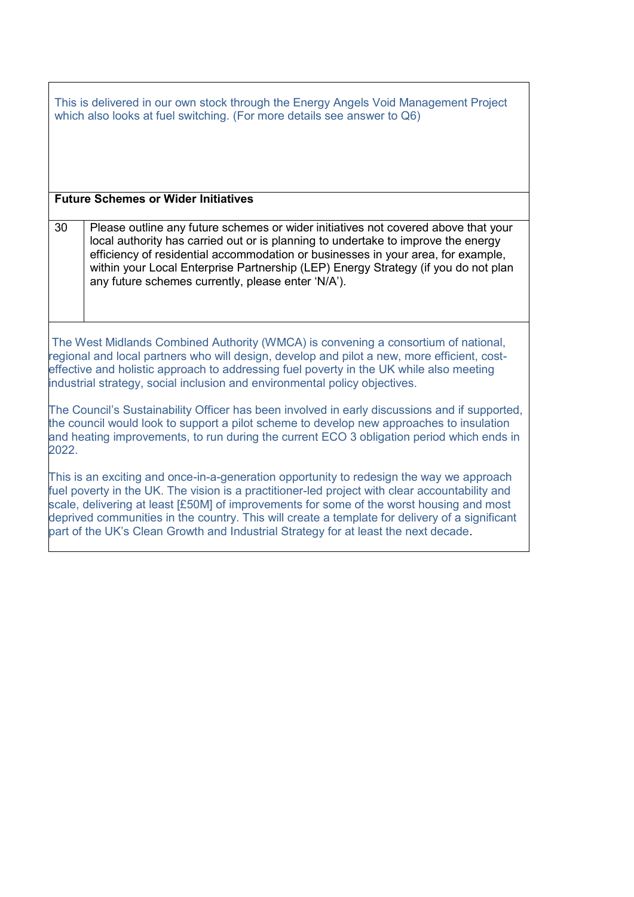This is delivered in our own stock through the Energy Angels Void Management Project which also looks at fuel switching. (For more details see answer to Q6)

**Future Schemes or Wider Initiatives**

| | |
|---|---|
| 30 | Please outline any future schemes or wider initiatives not covered above that your local authority has carried out or is planning to undertake to improve the energy efficiency of residential accommodation or businesses in your area, for example, within your Local Enterprise Partnership (LEP) Energy Strategy (if you do not plan any future schemes currently, please enter 'N/A'). |

The West Midlands Combined Authority (WMCA) is convening a consortium of national, regional and local partners who will design, develop and pilot a new, more efficient, cost-effective and holistic approach to addressing fuel poverty in the UK while also meeting industrial strategy, social inclusion and environmental policy objectives.

The Council's Sustainability Officer has been involved in early discussions and if supported, the council would look to support a pilot scheme to develop new approaches to insulation and heating improvements, to run during the current ECO 3 obligation period which ends in 2022.

This is an exciting and once-in-a-generation opportunity to redesign the way we approach fuel poverty in the UK. The vision is a practitioner-led project with clear accountability and scale, delivering at least [£50M] of improvements for some of the worst housing and most deprived communities in the country. This will create a template for delivery of a significant part of the UK's Clean Growth and Industrial Strategy for at least the next decade.